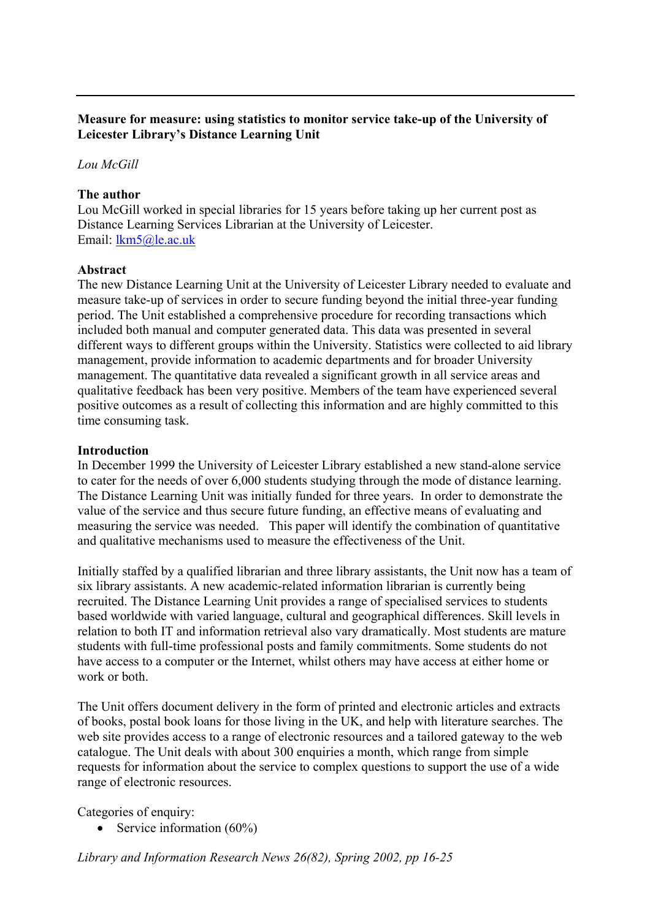**Measure for measure: using statistics to monitor service take-up of the University of Leicester Library's Distance Learning Unit**

*Lou McGill*

**The author**

Lou McGill worked in special libraries for 15 years before taking up her current post as Distance Learning Services Librarian at the University of Leicester.
Email: lkm5@le.ac.uk

**Abstract**

The new Distance Learning Unit at the University of Leicester Library needed to evaluate and measure take-up of services in order to secure funding beyond the initial three-year funding period. The Unit established a comprehensive procedure for recording transactions which included both manual and computer generated data. This data was presented in several different ways to different groups within the University. Statistics were collected to aid library management, provide information to academic departments and for broader University management. The quantitative data revealed a significant growth in all service areas and qualitative feedback has been very positive. Members of the team have experienced several positive outcomes as a result of collecting this information and are highly committed to this time consuming task.

**Introduction**

In December 1999 the University of Leicester Library established a new stand-alone service to cater for the needs of over 6,000 students studying through the mode of distance learning. The Distance Learning Unit was initially funded for three years. In order to demonstrate the value of the service and thus secure future funding, an effective means of evaluating and measuring the service was needed. This paper will identify the combination of quantitative and qualitative mechanisms used to measure the effectiveness of the Unit.

Initially staffed by a qualified librarian and three library assistants, the Unit now has a team of six library assistants. A new academic-related information librarian is currently being recruited. The Distance Learning Unit provides a range of specialised services to students based worldwide with varied language, cultural and geographical differences. Skill levels in relation to both IT and information retrieval also vary dramatically. Most students are mature students with full-time professional posts and family commitments. Some students do not have access to a computer or the Internet, whilst others may have access at either home or work or both.

The Unit offers document delivery in the form of printed and electronic articles and extracts of books, postal book loans for those living in the UK, and help with literature searches. The web site provides access to a range of electronic resources and a tailored gateway to the web catalogue. The Unit deals with about 300 enquiries a month, which range from simple requests for information about the service to complex questions to support the use of a wide range of electronic resources.

Categories of enquiry:

- Service information (60%)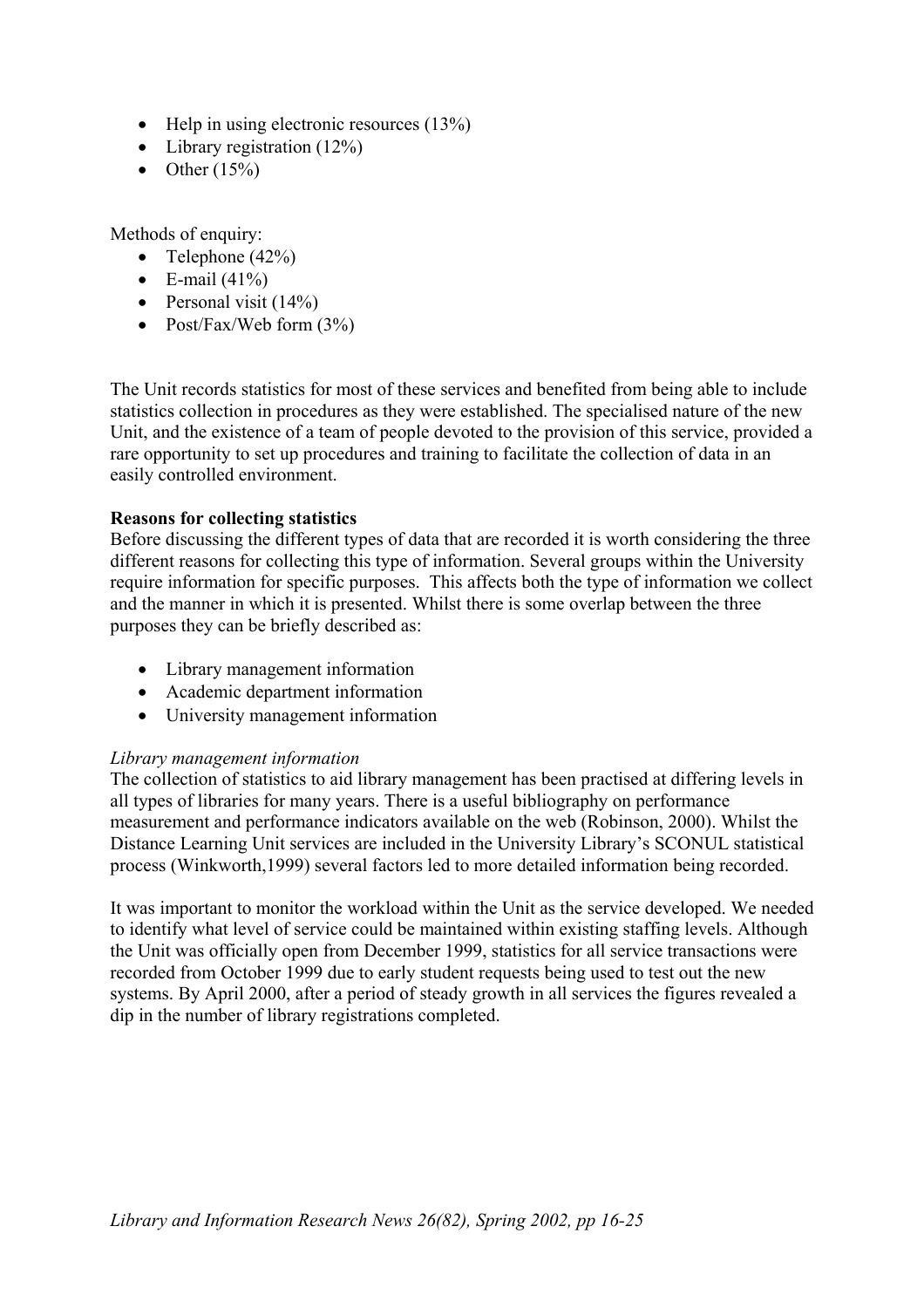- Help in using electronic resources (13%)
- Library registration (12%)
- Other (15%)

Methods of enquiry:

- Telephone (42%)
- E-mail (41%)
- Personal visit (14%)
- Post/Fax/Web form (3%)

The Unit records statistics for most of these services and benefited from being able to include statistics collection in procedures as they were established. The specialised nature of the new Unit, and the existence of a team of people devoted to the provision of this service, provided a rare opportunity to set up procedures and training to facilitate the collection of data in an easily controlled environment.

**Reasons for collecting statistics**

Before discussing the different types of data that are recorded it is worth considering the three different reasons for collecting this type of information. Several groups within the University require information for specific purposes. This affects both the type of information we collect and the manner in which it is presented. Whilst there is some overlap between the three purposes they can be briefly described as:

- Library management information
- Academic department information
- University management information

*Library management information*

The collection of statistics to aid library management has been practised at differing levels in all types of libraries for many years. There is a useful bibliography on performance measurement and performance indicators available on the web (Robinson, 2000). Whilst the Distance Learning Unit services are included in the University Library's SCONUL statistical process (Winkworth,1999) several factors led to more detailed information being recorded.

It was important to monitor the workload within the Unit as the service developed. We needed to identify what level of service could be maintained within existing staffing levels. Although the Unit was officially open from December 1999, statistics for all service transactions were recorded from October 1999 due to early student requests being used to test out the new systems. By April 2000, after a period of steady growth in all services the figures revealed a dip in the number of library registrations completed.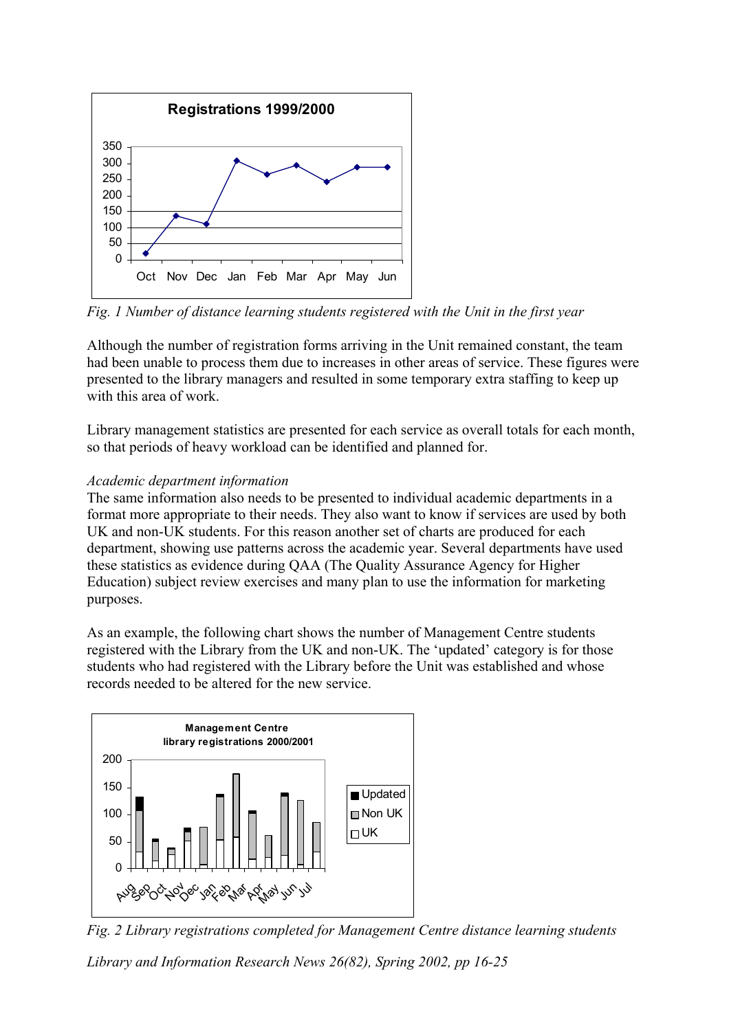*Fig. 1 Number of distance learning students registered with the Unit in the first year*

Although the number of registration forms arriving in the Unit remained constant, the team had been unable to process them due to increases in other areas of service. These figures were presented to the library managers and resulted in some temporary extra staffing to keep up with this area of work.

Library management statistics are presented for each service as overall totals for each month, so that periods of heavy workload can be identified and planned for.

*Academic department information*

The same information also needs to be presented to individual academic departments in a format more appropriate to their needs. They also want to know if services are used by both UK and non-UK students. For this reason another set of charts are produced for each department, showing use patterns across the academic year. Several departments have used these statistics as evidence during QAA (The Quality Assurance Agency for Higher Education) subject review exercises and many plan to use the information for marketing purposes.

As an example, the following chart shows the number of Management Centre students registered with the Library from the UK and non-UK. The 'updated' category is for those students who had registered with the Library before the Unit was established and whose records needed to be altered for the new service.

*Fig. 2 Library registrations completed for Management Centre distance learning students*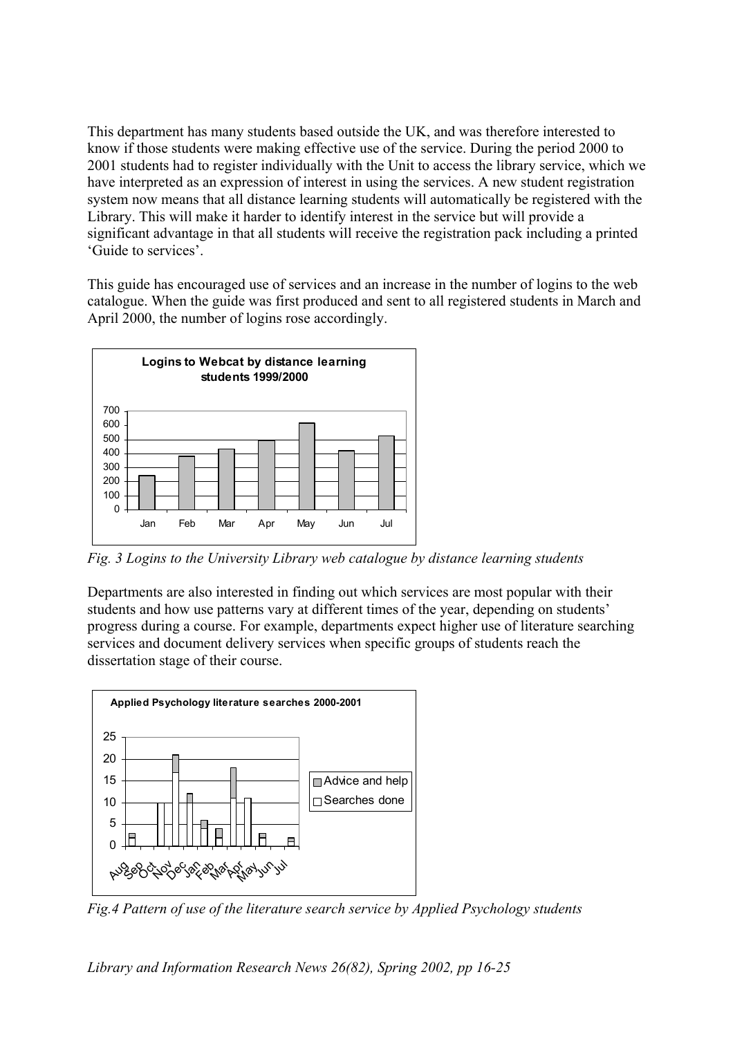This department has many students based outside the UK, and was therefore interested to know if those students were making effective use of the service. During the period 2000 to 2001 students had to register individually with the Unit to access the library service, which we have interpreted as an expression of interest in using the services. A new student registration system now means that all distance learning students will automatically be registered with the Library. This will make it harder to identify interest in the service but will provide a significant advantage in that all students will receive the registration pack including a printed 'Guide to services'.

This guide has encouraged use of services and an increase in the number of logins to the web catalogue. When the guide was first produced and sent to all registered students in March and April 2000, the number of logins rose accordingly.

*Fig. 3 Logins to the University Library web catalogue by distance learning students*

Departments are also interested in finding out which services are most popular with their students and how use patterns vary at different times of the year, depending on students' progress during a course. For example, departments expect higher use of literature searching services and document delivery services when specific groups of students reach the dissertation stage of their course.

*Fig.4 Pattern of use of the literature search service by Applied Psychology students*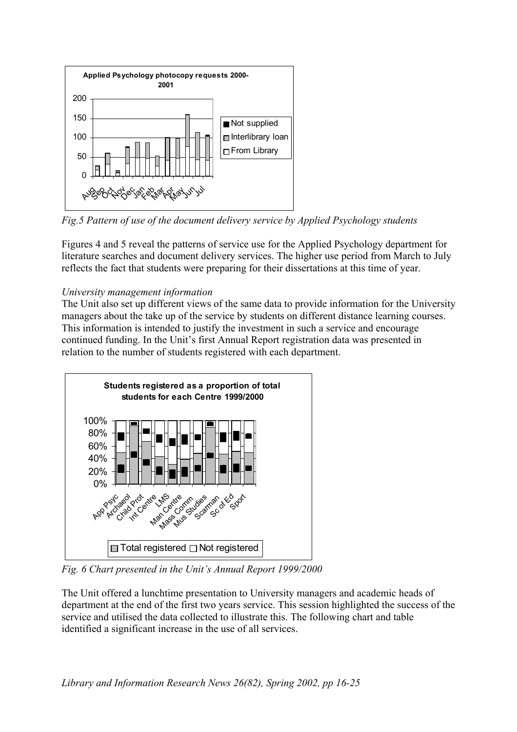*Fig.5 Pattern of use of the document delivery service by Applied Psychology students*

Figures 4 and 5 reveal the patterns of service use for the Applied Psychology department for literature searches and document delivery services. The higher use period from March to July reflects the fact that students were preparing for their dissertations at this time of year.

*University management information*

The Unit also set up different views of the same data to provide information for the University managers about the take up of the service by students on different distance learning courses. This information is intended to justify the investment in such a service and encourage continued funding. In the Unit's first Annual Report registration data was presented in relation to the number of students registered with each department.

*Fig. 6 Chart presented in the Unit's Annual Report 1999/2000*

The Unit offered a lunchtime presentation to University managers and academic heads of department at the end of the first two years service. This session highlighted the success of the service and utilised the data collected to illustrate this. The following chart and table identified a significant increase in the use of all services.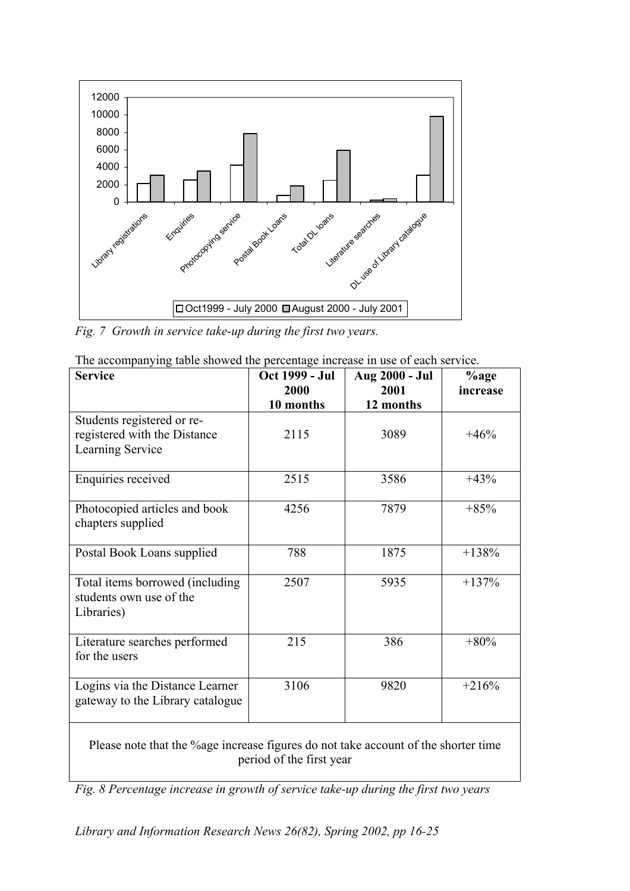*Fig. 7 Growth in service take-up during the first two years.*

The accompanying table showed the percentage increase in use of each service.

| Service | Oct 1999 - Jul 2000 10 months | Aug 2000 - Jul 2001 12 months | %age increase |
|---|---|---|---|
| Students registered or re-registered with the Distance Learning Service | 2115 | 3089 | +46% |
| Enquiries received | 2515 | 3586 | +43% |
| Photocopied articles and book chapters supplied | 4256 | 7879 | +85% |
| Postal Book Loans supplied | 788 | 1875 | +138% |
| Total items borrowed (including students own use of the Libraries) | 2507 | 5935 | +137% |
| Literature searches performed for the users | 215 | 386 | +80% |
| Logins via the Distance Learner gateway to the Library catalogue | 3106 | 9820 | +216% |
| Please note that the %age increase figures do not take account of the shorter time period of the first year | | | |

*Fig. 8 Percentage increase in growth of service take-up during the first two years*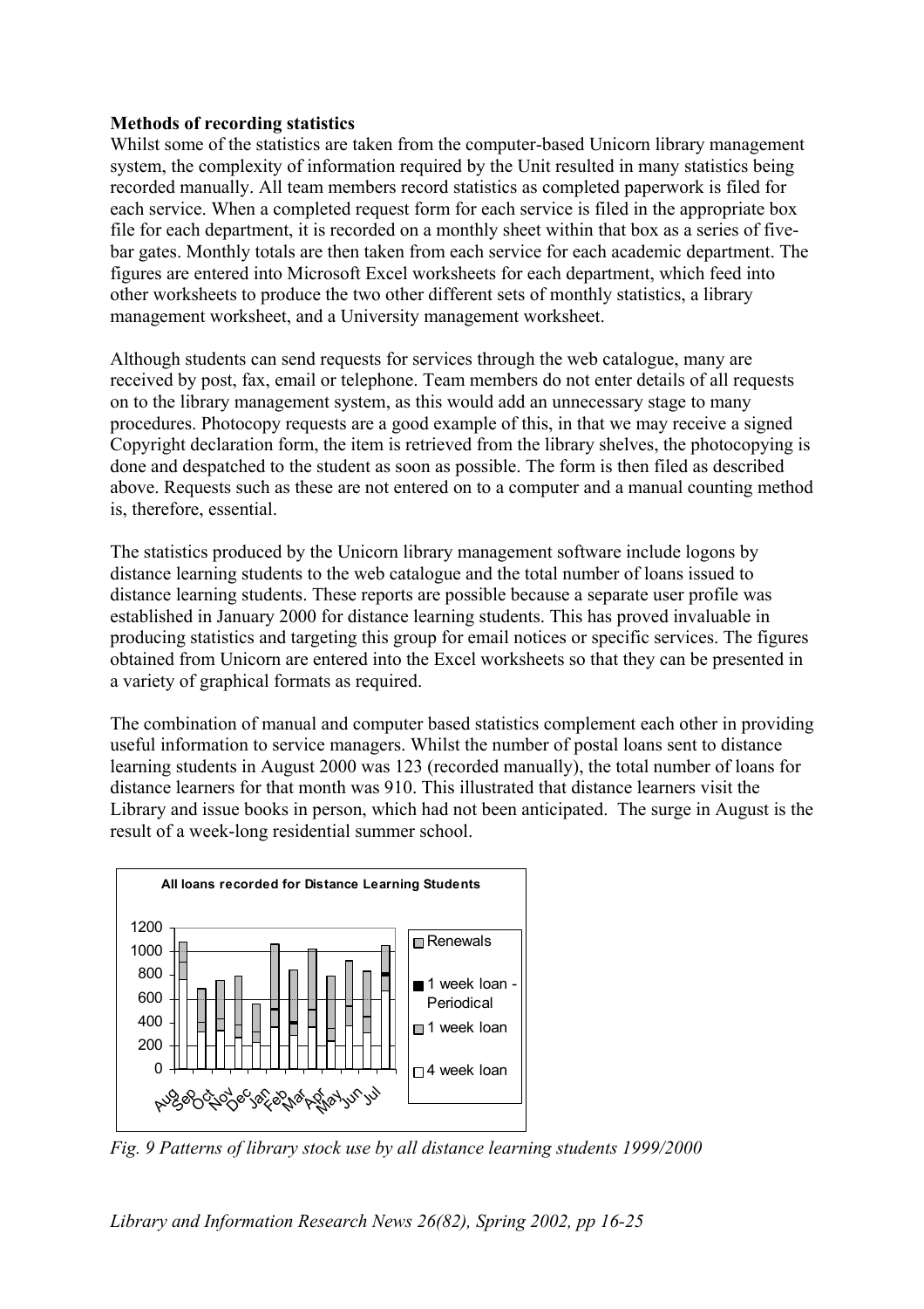**Methods of recording statistics**

Whilst some of the statistics are taken from the computer-based Unicorn library management system, the complexity of information required by the Unit resulted in many statistics being recorded manually. All team members record statistics as completed paperwork is filed for each service. When a completed request form for each service is filed in the appropriate box file for each department, it is recorded on a monthly sheet within that box as a series of five-bar gates. Monthly totals are then taken from each service for each academic department. The figures are entered into Microsoft Excel worksheets for each department, which feed into other worksheets to produce the two other different sets of monthly statistics, a library management worksheet, and a University management worksheet.

Although students can send requests for services through the web catalogue, many are received by post, fax, email or telephone. Team members do not enter details of all requests on to the library management system, as this would add an unnecessary stage to many procedures. Photocopy requests are a good example of this, in that we may receive a signed Copyright declaration form, the item is retrieved from the library shelves, the photocopying is done and despatched to the student as soon as possible. The form is then filed as described above. Requests such as these are not entered on to a computer and a manual counting method is, therefore, essential.

The statistics produced by the Unicorn library management software include logons by distance learning students to the web catalogue and the total number of loans issued to distance learning students. These reports are possible because a separate user profile was established in January 2000 for distance learning students. This has proved invaluable in producing statistics and targeting this group for email notices or specific services. The figures obtained from Unicorn are entered into the Excel worksheets so that they can be presented in a variety of graphical formats as required.

The combination of manual and computer based statistics complement each other in providing useful information to service managers. Whilst the number of postal loans sent to distance learning students in August 2000 was 123 (recorded manually), the total number of loans for distance learners for that month was 910. This illustrated that distance learners visit the Library and issue books in person, which had not been anticipated. The surge in August is the result of a week-long residential summer school.

*Fig. 9 Patterns of library stock use by all distance learning students 1999/2000*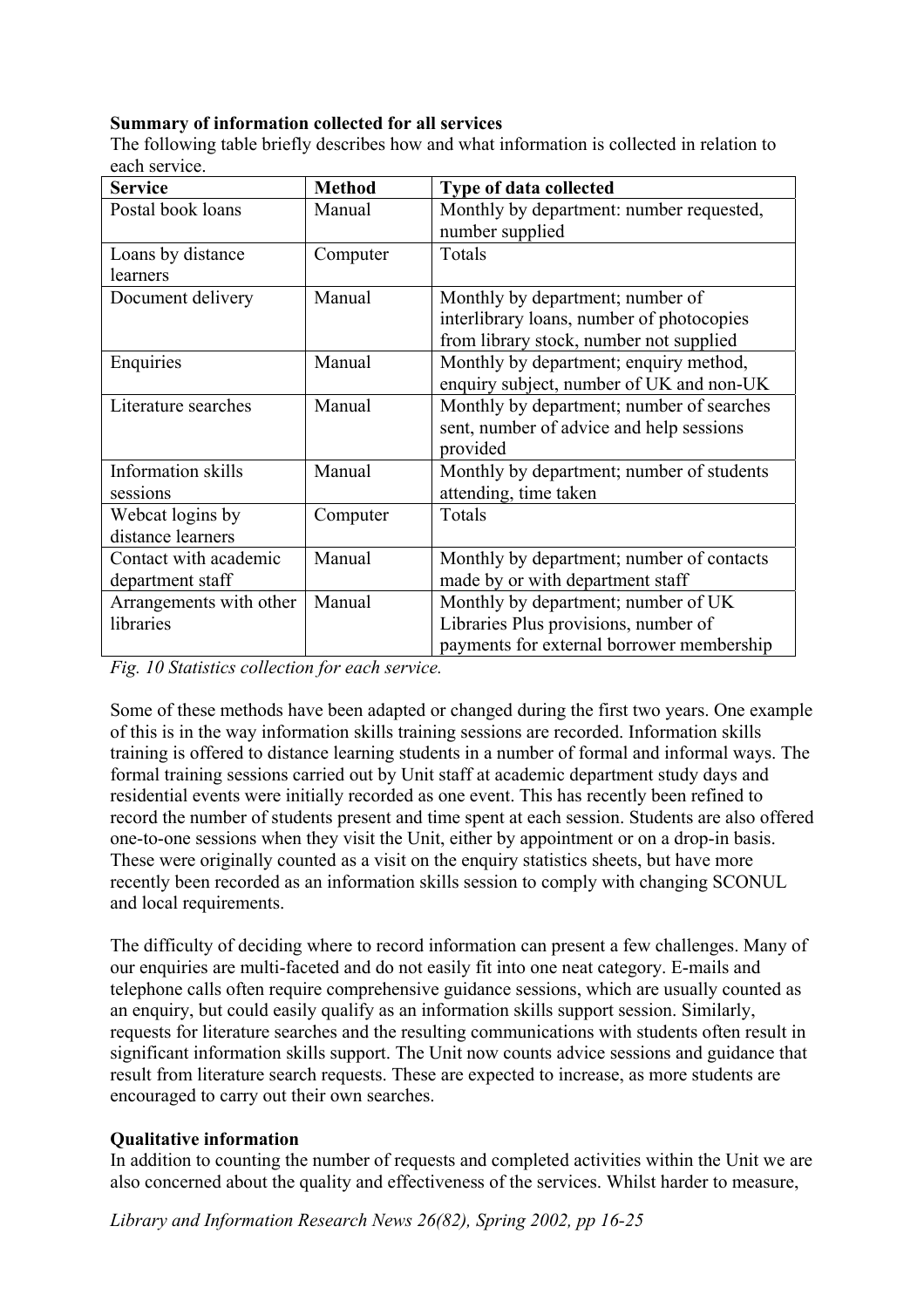**Summary of information collected for all services**

The following table briefly describes how and what information is collected in relation to each service.

| Service | Method | Type of data collected |
|---|---|---|
| Postal book loans | Manual | Monthly by department: number requested, number supplied |
| Loans by distance learners | Computer | Totals |
| Document delivery | Manual | Monthly by department; number of interlibrary loans, number of photocopies from library stock, number not supplied |
| Enquiries | Manual | Monthly by department; enquiry method, enquiry subject, number of UK and non-UK |
| Literature searches | Manual | Monthly by department; number of searches sent, number of advice and help sessions provided |
| Information skills sessions | Manual | Monthly by department; number of students attending, time taken |
| Webcat logins by distance learners | Computer | Totals |
| Contact with academic department staff | Manual | Monthly by department; number of contacts made by or with department staff |
| Arrangements with other libraries | Manual | Monthly by department; number of UK Libraries Plus provisions, number of payments for external borrower membership |

*Fig. 10 Statistics collection for each service.*

Some of these methods have been adapted or changed during the first two years. One example of this is in the way information skills training sessions are recorded. Information skills training is offered to distance learning students in a number of formal and informal ways. The formal training sessions carried out by Unit staff at academic department study days and residential events were initially recorded as one event. This has recently been refined to record the number of students present and time spent at each session. Students are also offered one-to-one sessions when they visit the Unit, either by appointment or on a drop-in basis. These were originally counted as a visit on the enquiry statistics sheets, but have more recently been recorded as an information skills session to comply with changing SCONUL and local requirements.

The difficulty of deciding where to record information can present a few challenges. Many of our enquiries are multi-faceted and do not easily fit into one neat category. E-mails and telephone calls often require comprehensive guidance sessions, which are usually counted as an enquiry, but could easily qualify as an information skills support session. Similarly, requests for literature searches and the resulting communications with students often result in significant information skills support. The Unit now counts advice sessions and guidance that result from literature search requests. These are expected to increase, as more students are encouraged to carry out their own searches.

**Qualitative information**

In addition to counting the number of requests and completed activities within the Unit we are also concerned about the quality and effectiveness of the services. Whilst harder to measure,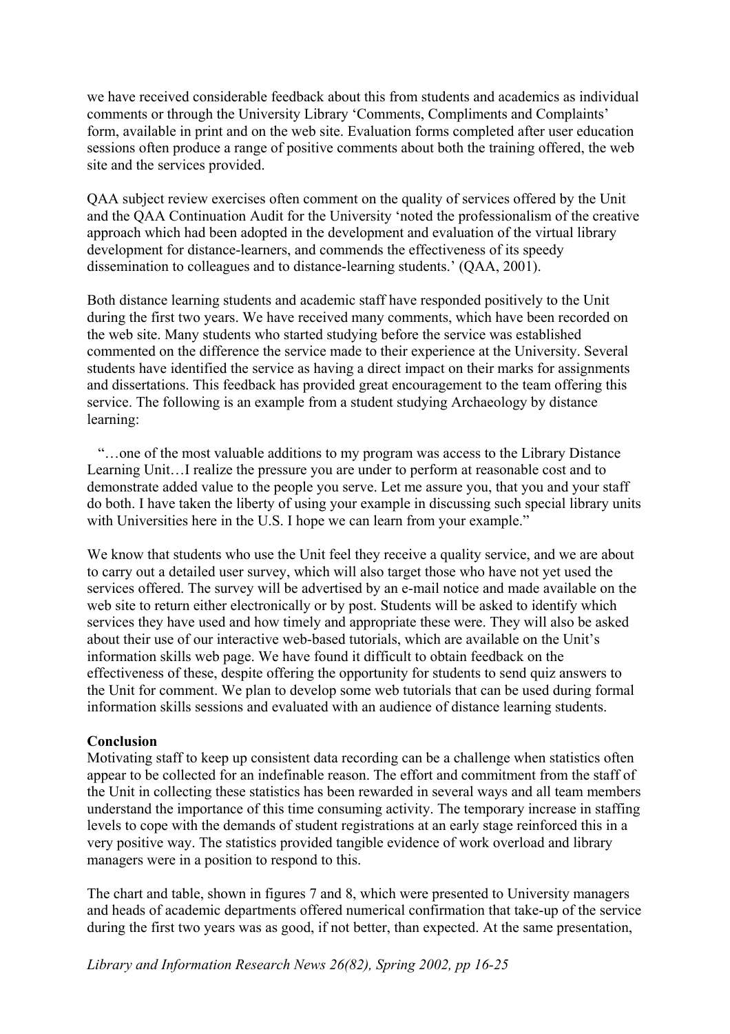we have received considerable feedback about this from students and academics as individual comments or through the University Library 'Comments, Compliments and Complaints' form, available in print and on the web site. Evaluation forms completed after user education sessions often produce a range of positive comments about both the training offered, the web site and the services provided.

QAA subject review exercises often comment on the quality of services offered by the Unit and the QAA Continuation Audit for the University 'noted the professionalism of the creative approach which had been adopted in the development and evaluation of the virtual library development for distance-learners, and commends the effectiveness of its speedy dissemination to colleagues and to distance-learning students.' (QAA, 2001).

Both distance learning students and academic staff have responded positively to the Unit during the first two years. We have received many comments, which have been recorded on the web site. Many students who started studying before the service was established commented on the difference the service made to their experience at the University. Several students have identified the service as having a direct impact on their marks for assignments and dissertations. This feedback has provided great encouragement to the team offering this service. The following is an example from a student studying Archaeology by distance learning:

> "…one of the most valuable additions to my program was access to the Library Distance Learning Unit…I realize the pressure you are under to perform at reasonable cost and to demonstrate added value to the people you serve. Let me assure you, that you and your staff do both. I have taken the liberty of using your example in discussing such special library units with Universities here in the U.S. I hope we can learn from your example."

We know that students who use the Unit feel they receive a quality service, and we are about to carry out a detailed user survey, which will also target those who have not yet used the services offered. The survey will be advertised by an e-mail notice and made available on the web site to return either electronically or by post. Students will be asked to identify which services they have used and how timely and appropriate these were. They will also be asked about their use of our interactive web-based tutorials, which are available on the Unit's information skills web page. We have found it difficult to obtain feedback on the effectiveness of these, despite offering the opportunity for students to send quiz answers to the Unit for comment. We plan to develop some web tutorials that can be used during formal information skills sessions and evaluated with an audience of distance learning students.

**Conclusion**

Motivating staff to keep up consistent data recording can be a challenge when statistics often appear to be collected for an indefinable reason. The effort and commitment from the staff of the Unit in collecting these statistics has been rewarded in several ways and all team members understand the importance of this time consuming activity. The temporary increase in staffing levels to cope with the demands of student registrations at an early stage reinforced this in a very positive way. The statistics provided tangible evidence of work overload and library managers were in a position to respond to this.

The chart and table, shown in figures 7 and 8, which were presented to University managers and heads of academic departments offered numerical confirmation that take-up of the service during the first two years was as good, if not better, than expected. At the same presentation,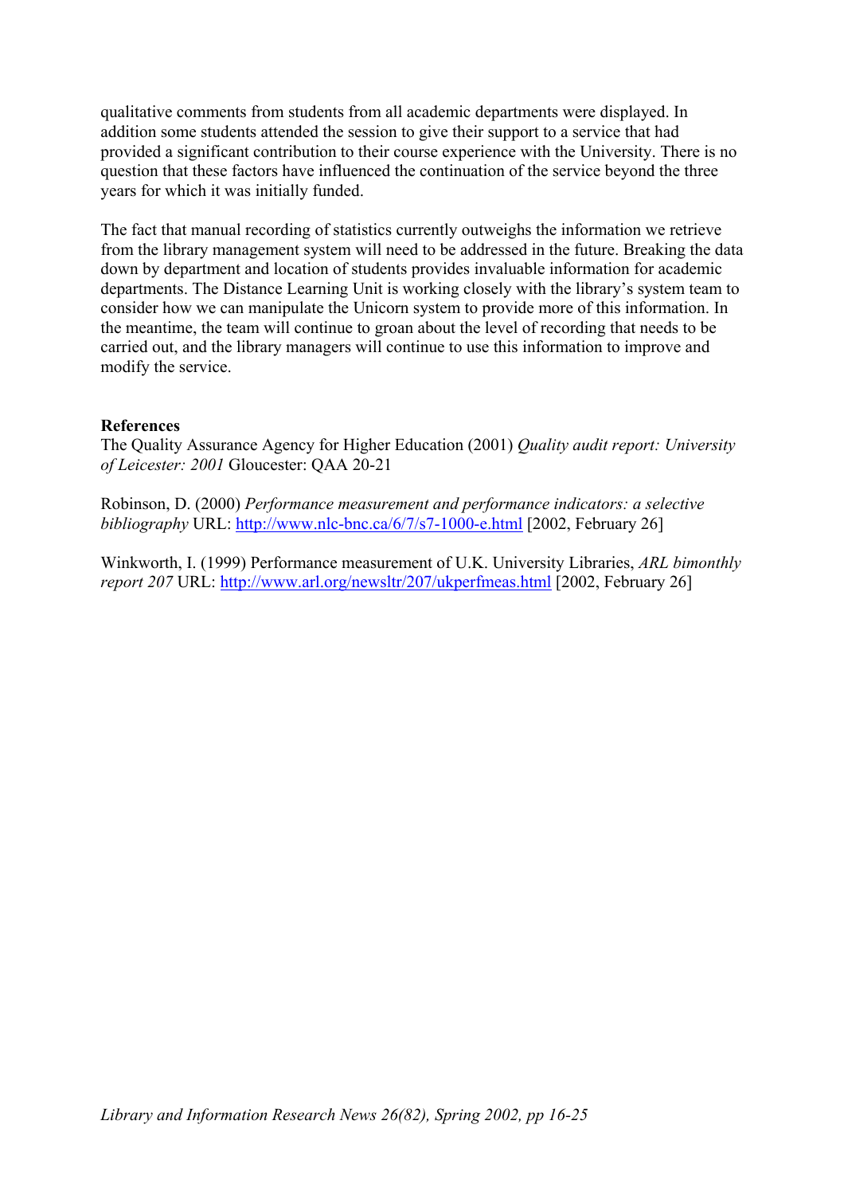qualitative comments from students from all academic departments were displayed. In addition some students attended the session to give their support to a service that had provided a significant contribution to their course experience with the University. There is no question that these factors have influenced the continuation of the service beyond the three years for which it was initially funded.

The fact that manual recording of statistics currently outweighs the information we retrieve from the library management system will need to be addressed in the future. Breaking the data down by department and location of students provides invaluable information for academic departments. The Distance Learning Unit is working closely with the library's system team to consider how we can manipulate the Unicorn system to provide more of this information. In the meantime, the team will continue to groan about the level of recording that needs to be carried out, and the library managers will continue to use this information to improve and modify the service.

**References**

The Quality Assurance Agency for Higher Education (2001) *Quality audit report: University of Leicester: 2001* Gloucester: QAA 20-21

Robinson, D. (2000) *Performance measurement and performance indicators: a selective bibliography* URL: http://www.nlc-bnc.ca/6/7/s7-1000-e.html [2002, February 26]

Winkworth, I. (1999) Performance measurement of U.K. University Libraries, *ARL bimonthly report 207* URL: http://www.arl.org/newsltr/207/ukperfmeas.html [2002, February 26]